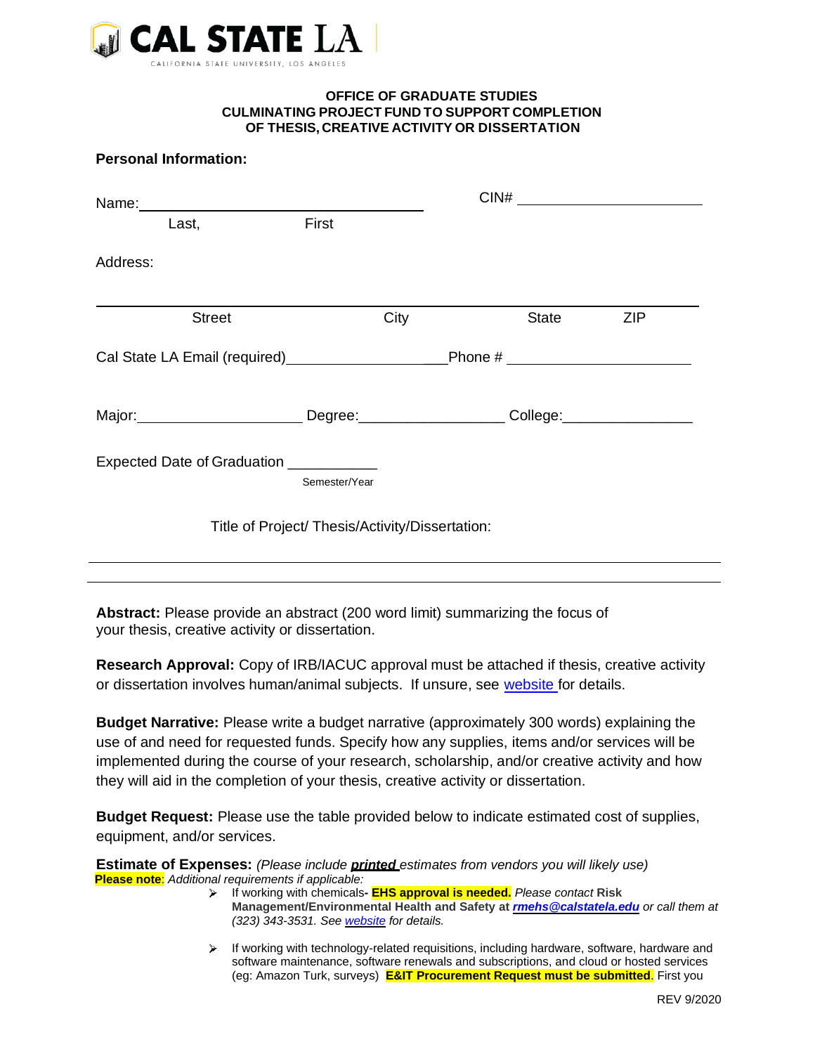CAL STATE LA

CALIFORNIA STATE UNIVERSITY, LOS ANGELES

**OFFICE OF GRADUATE STUDIES**
**CULMINATING PROJECT FUND TO SUPPORT COMPLETION OF THESIS, CREATIVE ACTIVITY OR DISSERTATION**

**Personal Information:**

Name: ______________________________ CIN# ____________________

Last, First

Address:

______________________________________________________________

Street City State ZIP

Cal State LA Email (required)____________________Phone # ____________________

Major:__________________ Degree:________________ College:______________

Expected Date of Graduation __________
Semester/Year

Title of Project/ Thesis/Activity/Dissertation:

______________________________________________________________

______________________________________________________________

**Abstract:** Please provide an abstract (200 word limit) summarizing the focus of your thesis, creative activity or dissertation.

**Research Approval:** Copy of IRB/IACUC approval must be attached if thesis, creative activity or dissertation involves human/animal subjects. If unsure, see website for details.

**Budget Narrative:** Please write a budget narrative (approximately 300 words) explaining the use of and need for requested funds. Specify how any supplies, items and/or services will be implemented during the course of your research, scholarship, and/or creative activity and how they will aid in the completion of your thesis, creative activity or dissertation.

**Budget Request:** Please use the table provided below to indicate estimated cost of supplies, equipment, and/or services.

**Estimate of Expenses:** *(Please include **printed** estimates from vendors you will likely use)*
**Please note**: *Additional requirements if applicable:*

- If working with chemicals**- EHS approval is needed.** *Please contact* **Risk Management/Environmental Health and Safety at** ***rmehs@calstatela.edu*** *or call them at (323) 343-3531. See website for details.*
- If working with technology-related requisitions, including hardware, software, hardware and software maintenance, software renewals and subscriptions, and cloud or hosted services (eg: Amazon Turk, surveys) **E&IT Procurement Request must be submitted**. First you

REV 9/2020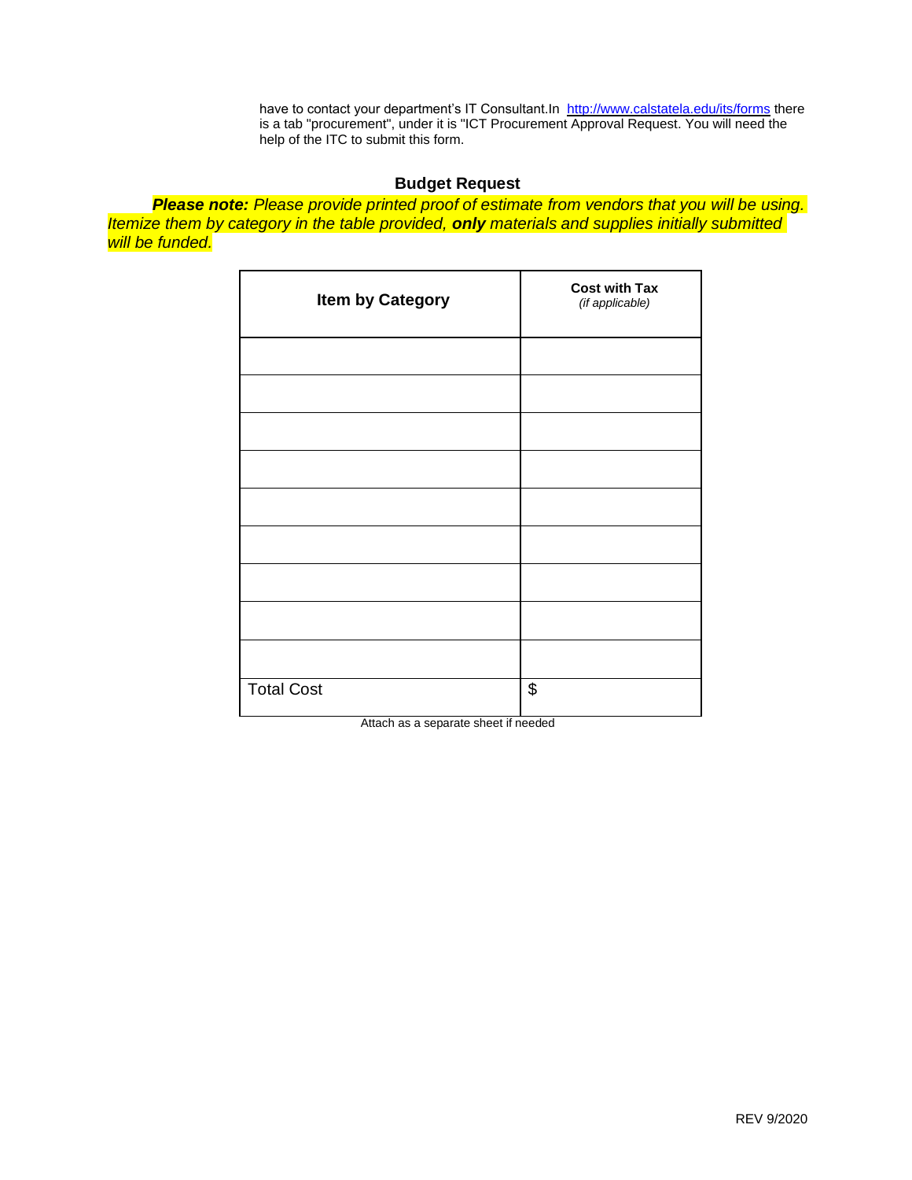have to contact your department's IT Consultant.In http://www.calstatela.edu/its/forms there is a tab "procurement", under it is "ICT Procurement Approval Request. You will need the help of the ITC to submit this form.

## Budget Request

***Please note:*** *Please provide printed proof of estimate from vendors that you will be using. Itemize them by category in the table provided,* ***only*** *materials and supplies initially submitted will be funded.*

| **Item by Category** | **Cost with Tax** *(if applicable)* |
|---|---|
| | |
| | |
| | |
| | |
| | |
| | |
| | |
| | |
| | |
| Total Cost | $ |

Attach as a separate sheet if needed

REV 9/2020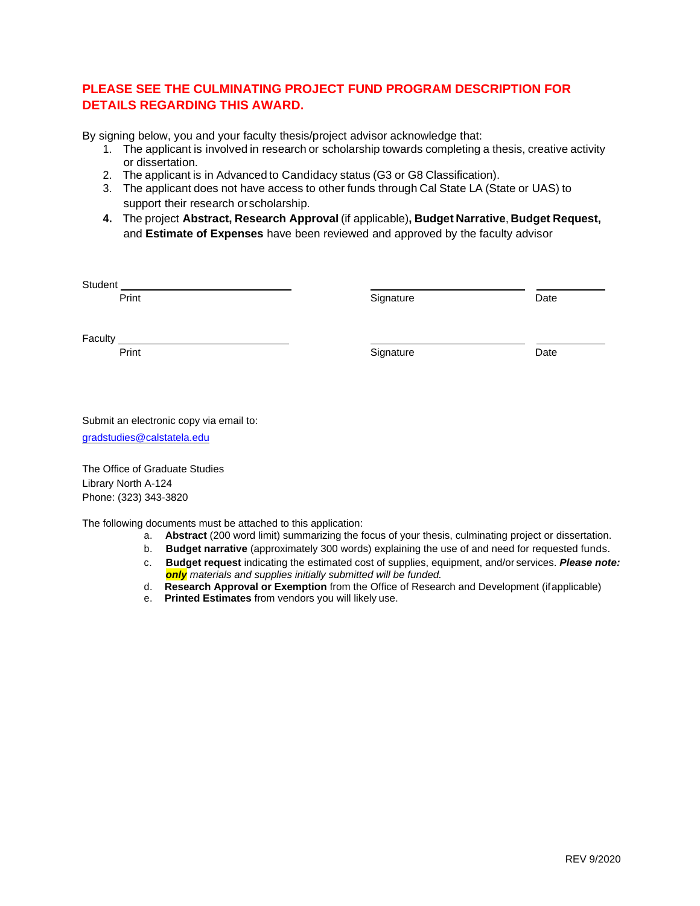**PLEASE SEE THE CULMINATING PROJECT FUND PROGRAM DESCRIPTION FOR DETAILS REGARDING THIS AWARD.**

By signing below, you and your faculty thesis/project advisor acknowledge that:

1. The applicant is involved in research or scholarship towards completing a thesis, creative activity or dissertation.
2. The applicant is in Advanced to Candidacy status (G3 or G8 Classification).
3. The applicant does not have access to other funds through Cal State LA (State or UAS) to support their research or scholarship.
4. The project **Abstract, Research Approval** (if applicable)**, Budget Narrative**, **Budget Request,** and **Estimate of Expenses** have been reviewed and approved by the faculty advisor

Student \_\_\_\_\_\_\_\_\_\_\_\_\_\_\_\_\_\_\_\_\_\_\_\_\_\_\_\_ \_\_\_\_\_\_\_\_\_\_\_\_\_\_\_\_\_\_\_\_\_\_\_\_\_\_ \_\_\_\_\_\_\_\_\_\_\_\_
Print Signature Date

Faculty \_\_\_\_\_\_\_\_\_\_\_\_\_\_\_\_\_\_\_\_\_\_\_\_\_\_\_\_ \_\_\_\_\_\_\_\_\_\_\_\_\_\_\_\_\_\_\_\_\_\_\_\_\_\_ \_\_\_\_\_\_\_\_\_\_\_\_
Print Signature Date

Submit an electronic copy via email to:

gradstudies@calstatela.edu

The Office of Graduate Studies
Library North A-124
Phone: (323) 343-3820

The following documents must be attached to this application:

a. **Abstract** (200 word limit) summarizing the focus of your thesis, culminating project or dissertation.
b. **Budget narrative** (approximately 300 words) explaining the use of and need for requested funds.
c. **Budget request** indicating the estimated cost of supplies, equipment, and/or services. ***Please note: only*** *materials and supplies initially submitted will be funded.*
d. **Research Approval or Exemption** from the Office of Research and Development (if applicable)
e. **Printed Estimates** from vendors you will likely use.

REV 9/2020